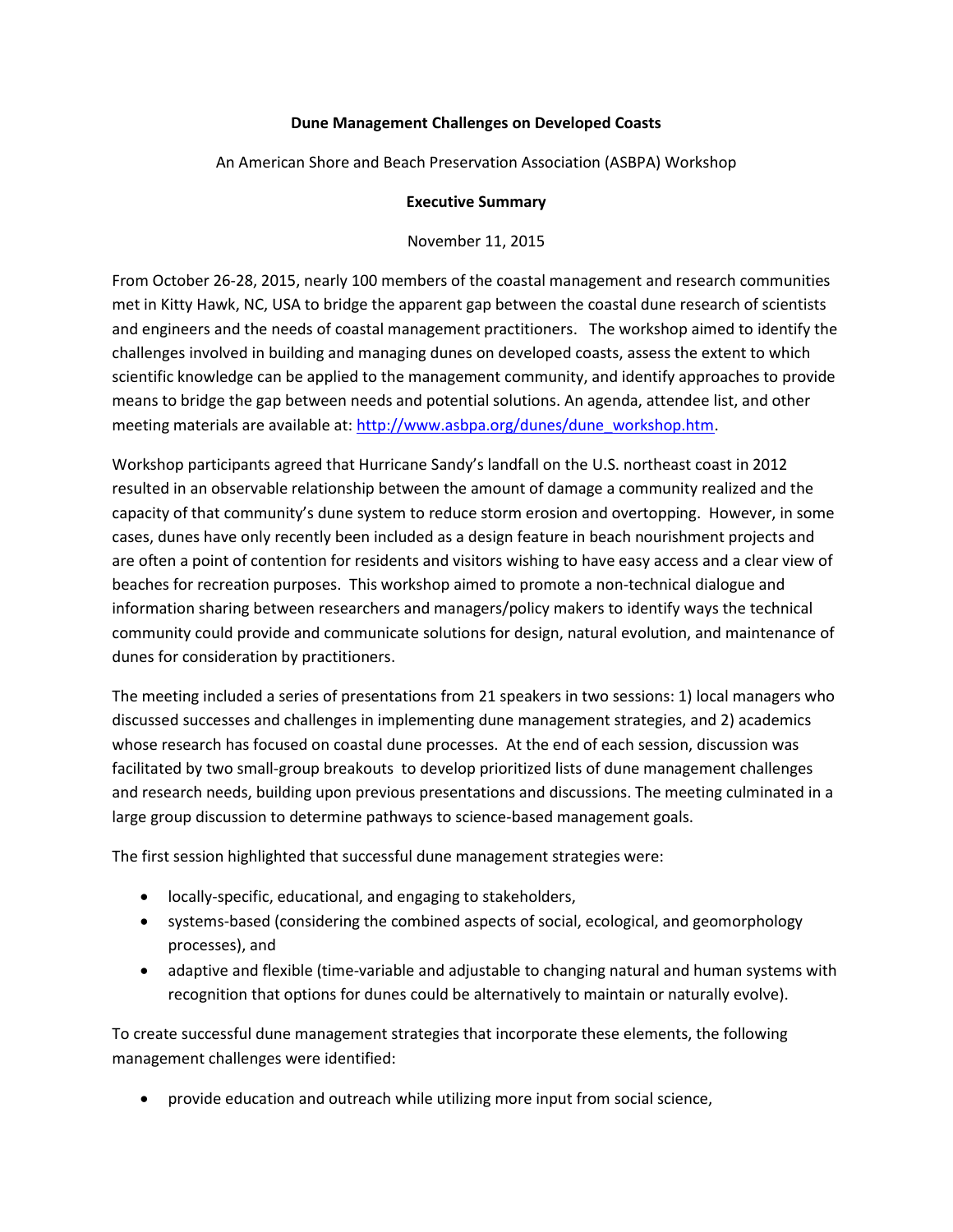# Dune Management Challenges on Developed Coasts

An American Shore and Beach Preservation Association (ASBPA) Workshop

**Executive Summary**

November 11, 2015

From October 26-28, 2015, nearly 100 members of the coastal management and research communities met in Kitty Hawk, NC, USA to bridge the apparent gap between the coastal dune research of scientists and engineers and the needs of coastal management practitioners. The workshop aimed to identify the challenges involved in building and managing dunes on developed coasts, assess the extent to which scientific knowledge can be applied to the management community, and identify approaches to provide means to bridge the gap between needs and potential solutions. An agenda, attendee list, and other meeting materials are available at: [http://www.asbpa.org/dunes/dune_workshop.htm](http://www.asbpa.org/dunes/dune_workshop.htm).

Workshop participants agreed that Hurricane Sandy's landfall on the U.S. northeast coast in 2012 resulted in an observable relationship between the amount of damage a community realized and the capacity of that community's dune system to reduce storm erosion and overtopping. However, in some cases, dunes have only recently been included as a design feature in beach nourishment projects and are often a point of contention for residents and visitors wishing to have easy access and a clear view of beaches for recreation purposes. This workshop aimed to promote a non-technical dialogue and information sharing between researchers and managers/policy makers to identify ways the technical community could provide and communicate solutions for design, natural evolution, and maintenance of dunes for consideration by practitioners.

The meeting included a series of presentations from 21 speakers in two sessions: 1) local managers who discussed successes and challenges in implementing dune management strategies, and 2) academics whose research has focused on coastal dune processes. At the end of each session, discussion was facilitated by two small-group breakouts to develop prioritized lists of dune management challenges and research needs, building upon previous presentations and discussions. The meeting culminated in a large group discussion to determine pathways to science-based management goals.

The first session highlighted that successful dune management strategies were:

- locally-specific, educational, and engaging to stakeholders,
- systems-based (considering the combined aspects of social, ecological, and geomorphology processes), and
- adaptive and flexible (time-variable and adjustable to changing natural and human systems with recognition that options for dunes could be alternatively to maintain or naturally evolve).

To create successful dune management strategies that incorporate these elements, the following management challenges were identified:

- provide education and outreach while utilizing more input from social science,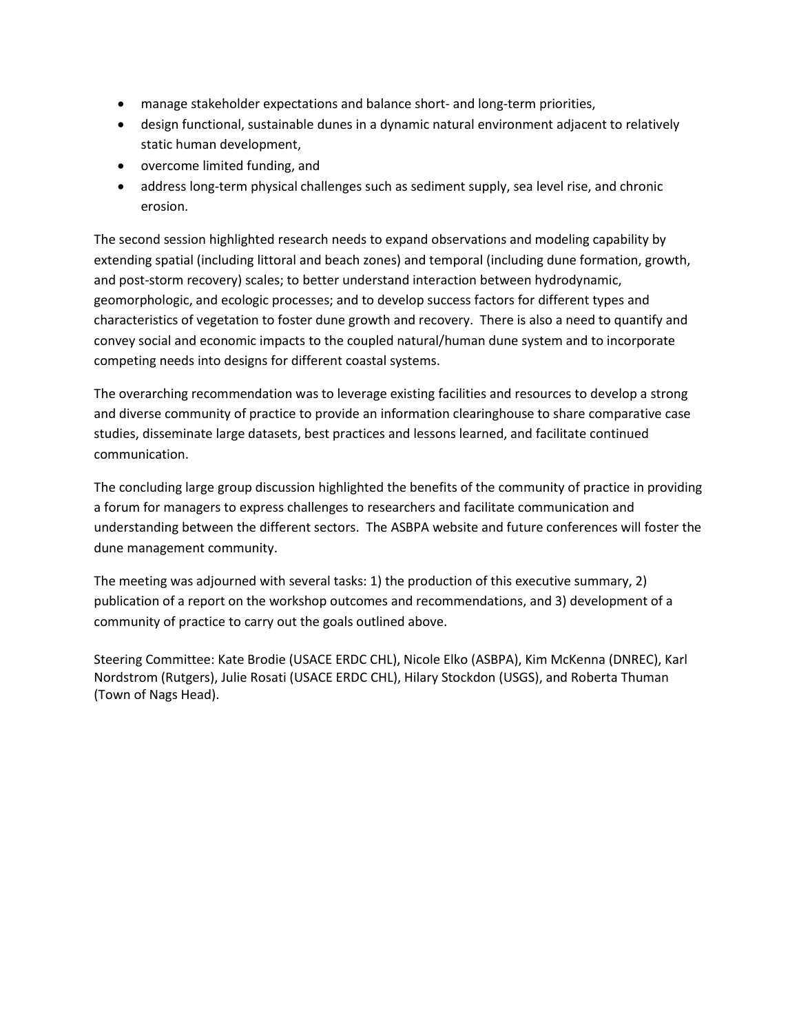- manage stakeholder expectations and balance short- and long-term priorities,
- design functional, sustainable dunes in a dynamic natural environment adjacent to relatively static human development,
- overcome limited funding, and
- address long-term physical challenges such as sediment supply, sea level rise, and chronic erosion.

The second session highlighted research needs to expand observations and modeling capability by extending spatial (including littoral and beach zones) and temporal (including dune formation, growth, and post-storm recovery) scales; to better understand interaction between hydrodynamic, geomorphologic, and ecologic processes; and to develop success factors for different types and characteristics of vegetation to foster dune growth and recovery. There is also a need to quantify and convey social and economic impacts to the coupled natural/human dune system and to incorporate competing needs into designs for different coastal systems.

The overarching recommendation was to leverage existing facilities and resources to develop a strong and diverse community of practice to provide an information clearinghouse to share comparative case studies, disseminate large datasets, best practices and lessons learned, and facilitate continued communication.

The concluding large group discussion highlighted the benefits of the community of practice in providing a forum for managers to express challenges to researchers and facilitate communication and understanding between the different sectors. The ASBPA website and future conferences will foster the dune management community.

The meeting was adjourned with several tasks: 1) the production of this executive summary, 2) publication of a report on the workshop outcomes and recommendations, and 3) development of a community of practice to carry out the goals outlined above.

Steering Committee: Kate Brodie (USACE ERDC CHL), Nicole Elko (ASBPA), Kim McKenna (DNREC), Karl Nordstrom (Rutgers), Julie Rosati (USACE ERDC CHL), Hilary Stockdon (USGS), and Roberta Thuman (Town of Nags Head).